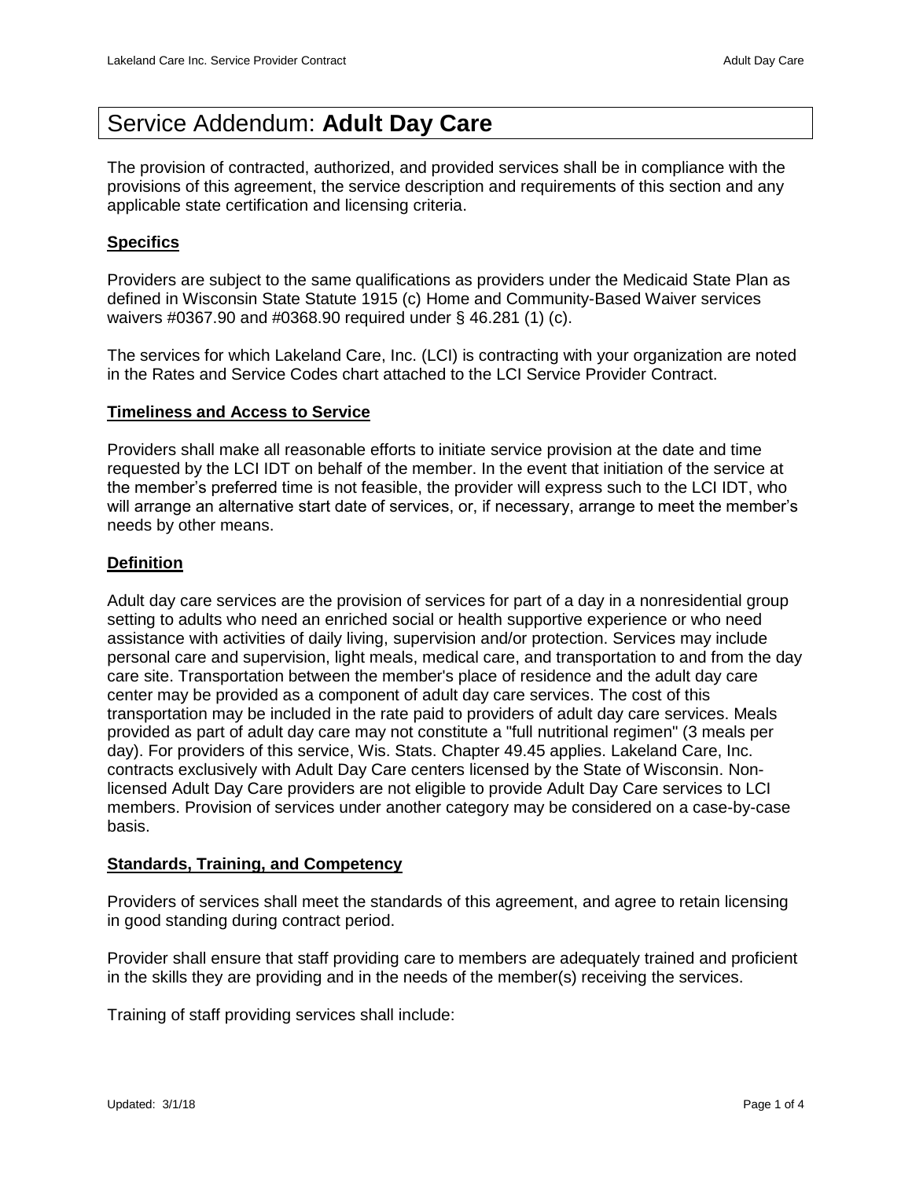# Service Addendum: **Adult Day Care**

The provision of contracted, authorized, and provided services shall be in compliance with the provisions of this agreement, the service description and requirements of this section and any applicable state certification and licensing criteria.

## Specifics

Providers are subject to the same qualifications as providers under the Medicaid State Plan as defined in Wisconsin State Statute 1915 (c) Home and Community-Based Waiver services waivers #0367.90 and #0368.90 required under § 46.281 (1) (c).

The services for which Lakeland Care, Inc. (LCI) is contracting with your organization are noted in the Rates and Service Codes chart attached to the LCI Service Provider Contract.

## Timeliness and Access to Service

Providers shall make all reasonable efforts to initiate service provision at the date and time requested by the LCI IDT on behalf of the member. In the event that initiation of the service at the member's preferred time is not feasible, the provider will express such to the LCI IDT, who will arrange an alternative start date of services, or, if necessary, arrange to meet the member's needs by other means.

## Definition

Adult day care services are the provision of services for part of a day in a nonresidential group setting to adults who need an enriched social or health supportive experience or who need assistance with activities of daily living, supervision and/or protection. Services may include personal care and supervision, light meals, medical care, and transportation to and from the day care site. Transportation between the member's place of residence and the adult day care center may be provided as a component of adult day care services. The cost of this transportation may be included in the rate paid to providers of adult day care services. Meals provided as part of adult day care may not constitute a "full nutritional regimen" (3 meals per day). For providers of this service, Wis. Stats. Chapter 49.45 applies. Lakeland Care, Inc. contracts exclusively with Adult Day Care centers licensed by the State of Wisconsin. Non-licensed Adult Day Care providers are not eligible to provide Adult Day Care services to LCI members. Provision of services under another category may be considered on a case-by-case basis.

## Standards, Training, and Competency

Providers of services shall meet the standards of this agreement, and agree to retain licensing in good standing during contract period.

Provider shall ensure that staff providing care to members are adequately trained and proficient in the skills they are providing and in the needs of the member(s) receiving the services.

Training of staff providing services shall include: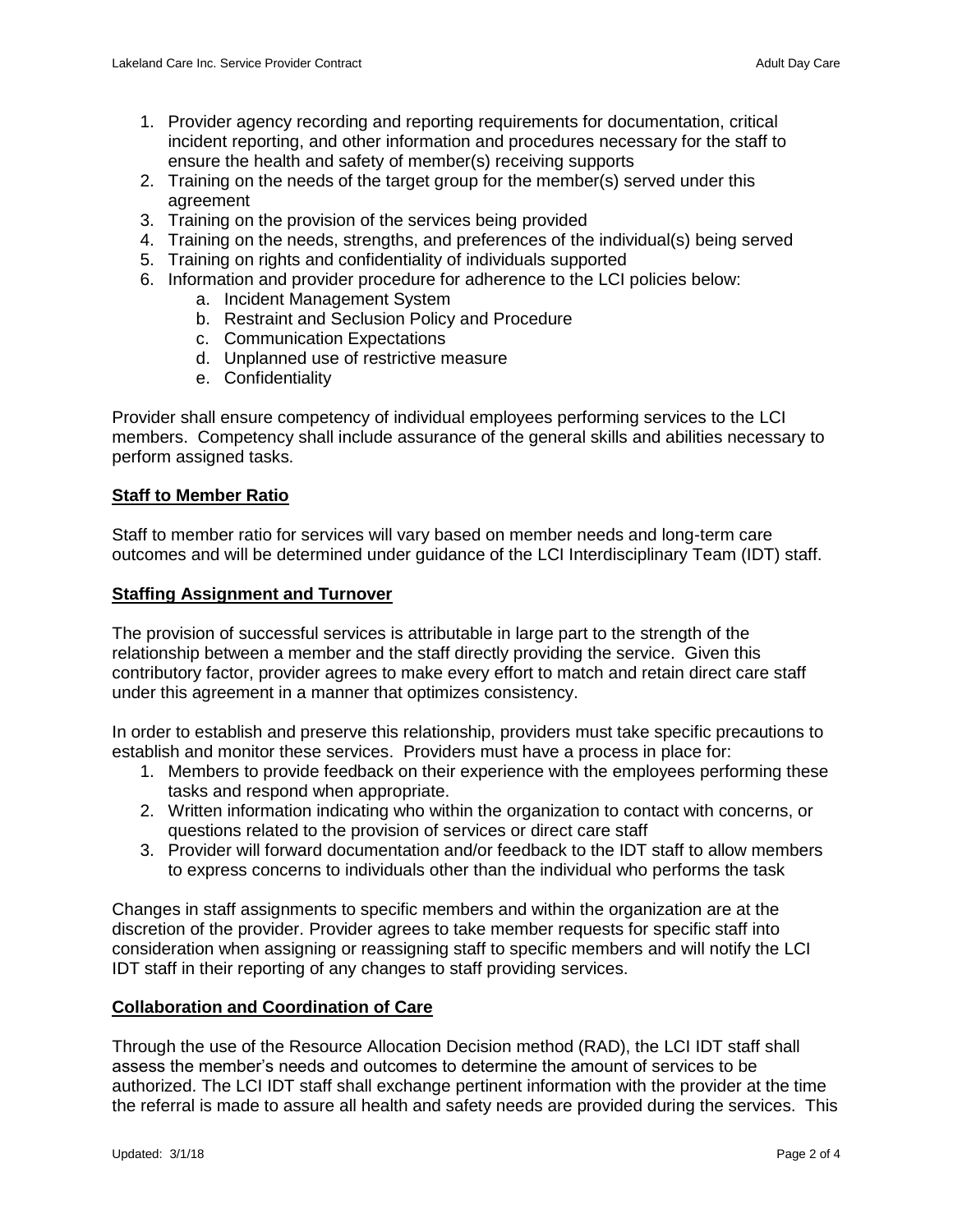1. Provider agency recording and reporting requirements for documentation, critical incident reporting, and other information and procedures necessary for the staff to ensure the health and safety of member(s) receiving supports
2. Training on the needs of the target group for the member(s) served under this agreement
3. Training on the provision of the services being provided
4. Training on the needs, strengths, and preferences of the individual(s) being served
5. Training on rights and confidentiality of individuals supported
6. Information and provider procedure for adherence to the LCI policies below:
   a. Incident Management System
   b. Restraint and Seclusion Policy and Procedure
   c. Communication Expectations
   d. Unplanned use of restrictive measure
   e. Confidentiality

Provider shall ensure competency of individual employees performing services to the LCI members. Competency shall include assurance of the general skills and abilities necessary to perform assigned tasks.

**Staff to Member Ratio**

Staff to member ratio for services will vary based on member needs and long-term care outcomes and will be determined under guidance of the LCI Interdisciplinary Team (IDT) staff.

**Staffing Assignment and Turnover**

The provision of successful services is attributable in large part to the strength of the relationship between a member and the staff directly providing the service. Given this contributory factor, provider agrees to make every effort to match and retain direct care staff under this agreement in a manner that optimizes consistency.

In order to establish and preserve this relationship, providers must take specific precautions to establish and monitor these services. Providers must have a process in place for:

1. Members to provide feedback on their experience with the employees performing these tasks and respond when appropriate.
2. Written information indicating who within the organization to contact with concerns, or questions related to the provision of services or direct care staff
3. Provider will forward documentation and/or feedback to the IDT staff to allow members to express concerns to individuals other than the individual who performs the task

Changes in staff assignments to specific members and within the organization are at the discretion of the provider. Provider agrees to take member requests for specific staff into consideration when assigning or reassigning staff to specific members and will notify the LCI IDT staff in their reporting of any changes to staff providing services.

**Collaboration and Coordination of Care**

Through the use of the Resource Allocation Decision method (RAD), the LCI IDT staff shall assess the member's needs and outcomes to determine the amount of services to be authorized. The LCI IDT staff shall exchange pertinent information with the provider at the time the referral is made to assure all health and safety needs are provided during the services. This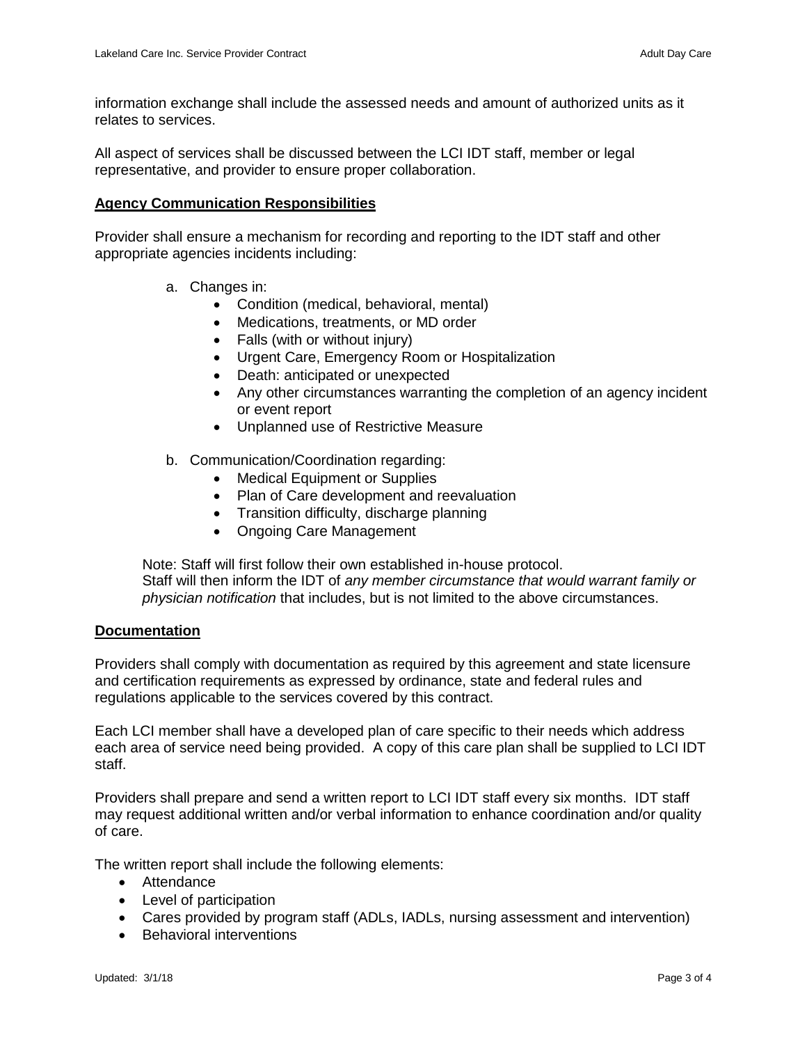information exchange shall include the assessed needs and amount of authorized units as it relates to services.

All aspect of services shall be discussed between the LCI IDT staff, member or legal representative, and provider to ensure proper collaboration.

**Agency Communication Responsibilities**

Provider shall ensure a mechanism for recording and reporting to the IDT staff and other appropriate agencies incidents including:

a. Changes in:
    - Condition (medical, behavioral, mental)
    - Medications, treatments, or MD order
    - Falls (with or without injury)
    - Urgent Care, Emergency Room or Hospitalization
    - Death: anticipated or unexpected
    - Any other circumstances warranting the completion of an agency incident or event report
    - Unplanned use of Restrictive Measure

b. Communication/Coordination regarding:
    - Medical Equipment or Supplies
    - Plan of Care development and reevaluation
    - Transition difficulty, discharge planning
    - Ongoing Care Management

Note: Staff will first follow their own established in-house protocol.
Staff will then inform the IDT of *any member circumstance that would warrant family or physician notification* that includes, but is not limited to the above circumstances.

**Documentation**

Providers shall comply with documentation as required by this agreement and state licensure and certification requirements as expressed by ordinance, state and federal rules and regulations applicable to the services covered by this contract.

Each LCI member shall have a developed plan of care specific to their needs which address each area of service need being provided. A copy of this care plan shall be supplied to LCI IDT staff.

Providers shall prepare and send a written report to LCI IDT staff every six months. IDT staff may request additional written and/or verbal information to enhance coordination and/or quality of care.

The written report shall include the following elements:

- Attendance
- Level of participation
- Cares provided by program staff (ADLs, IADLs, nursing assessment and intervention)
- Behavioral interventions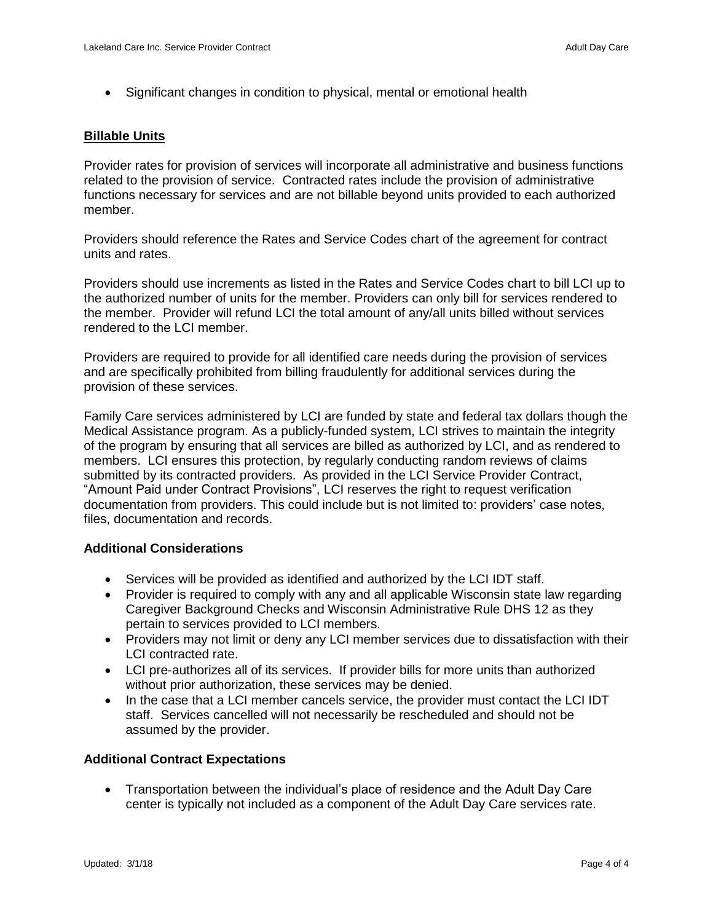- Significant changes in condition to physical, mental or emotional health

## Billable Units

Provider rates for provision of services will incorporate all administrative and business functions related to the provision of service. Contracted rates include the provision of administrative functions necessary for services and are not billable beyond units provided to each authorized member.

Providers should reference the Rates and Service Codes chart of the agreement for contract units and rates.

Providers should use increments as listed in the Rates and Service Codes chart to bill LCI up to the authorized number of units for the member. Providers can only bill for services rendered to the member. Provider will refund LCI the total amount of any/all units billed without services rendered to the LCI member.

Providers are required to provide for all identified care needs during the provision of services and are specifically prohibited from billing fraudulently for additional services during the provision of these services.

Family Care services administered by LCI are funded by state and federal tax dollars though the Medical Assistance program. As a publicly-funded system, LCI strives to maintain the integrity of the program by ensuring that all services are billed as authorized by LCI, and as rendered to members. LCI ensures this protection, by regularly conducting random reviews of claims submitted by its contracted providers. As provided in the LCI Service Provider Contract, “Amount Paid under Contract Provisions”, LCI reserves the right to request verification documentation from providers. This could include but is not limited to: providers’ case notes, files, documentation and records.

### Additional Considerations

- Services will be provided as identified and authorized by the LCI IDT staff.
- Provider is required to comply with any and all applicable Wisconsin state law regarding Caregiver Background Checks and Wisconsin Administrative Rule DHS 12 as they pertain to services provided to LCI members.
- Providers may not limit or deny any LCI member services due to dissatisfaction with their LCI contracted rate.
- LCI pre-authorizes all of its services. If provider bills for more units than authorized without prior authorization, these services may be denied.
- In the case that a LCI member cancels service, the provider must contact the LCI IDT staff. Services cancelled will not necessarily be rescheduled and should not be assumed by the provider.

### Additional Contract Expectations

- Transportation between the individual’s place of residence and the Adult Day Care center is typically not included as a component of the Adult Day Care services rate.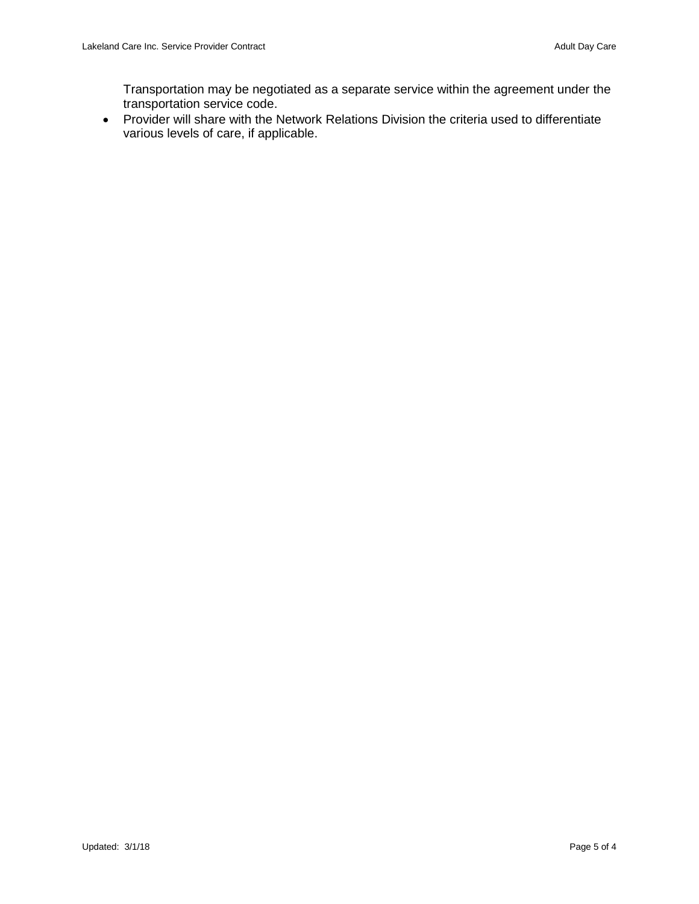Transportation may be negotiated as a separate service within the agreement under the transportation service code.

- Provider will share with the Network Relations Division the criteria used to differentiate various levels of care, if applicable.